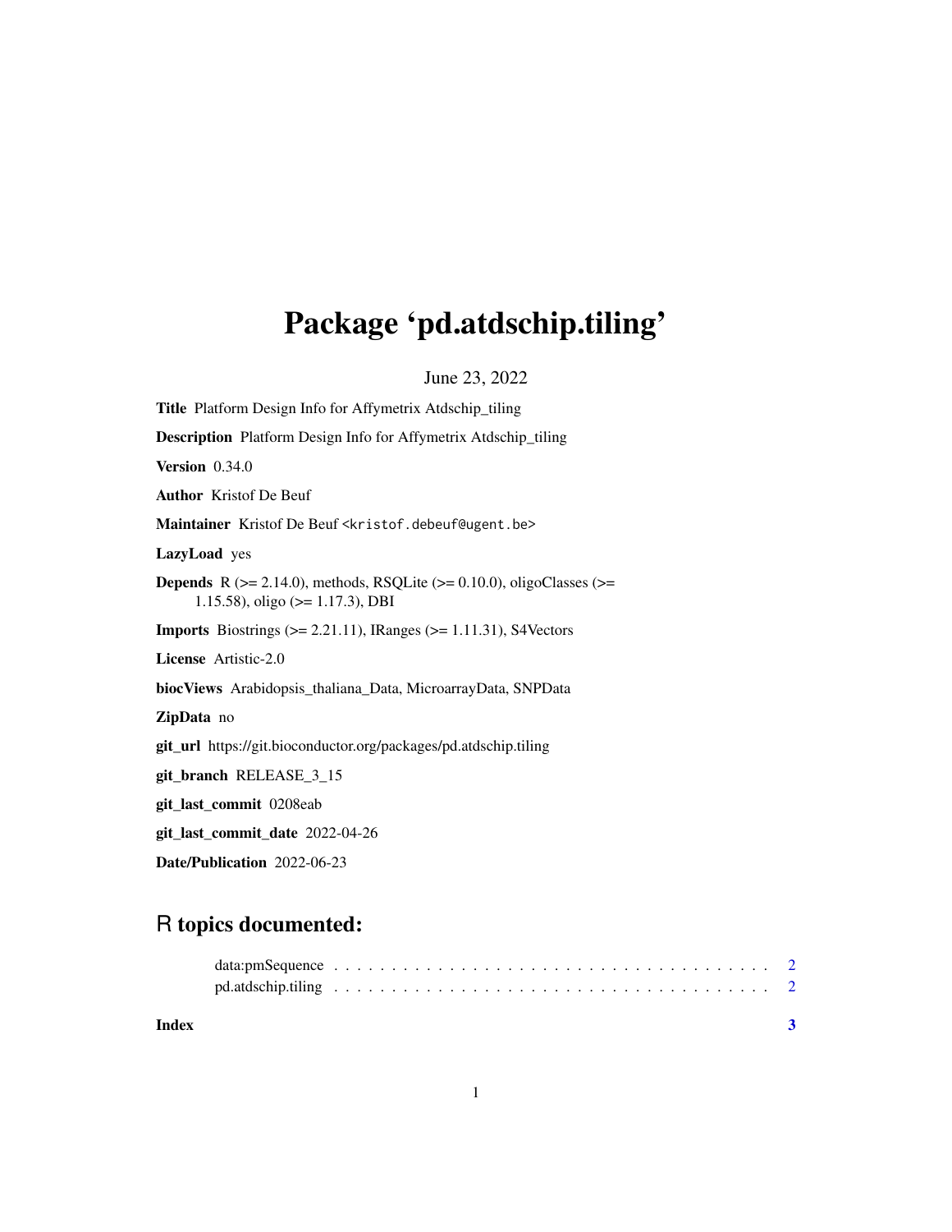# Package 'pd.atdschip.tiling'

June 23, 2022

**Title** Platform Design Info for Affymetrix Atdschip_tiling

**Description** Platform Design Info for Affymetrix Atdschip_tiling

**Version** 0.34.0

**Author** Kristof De Beuf

**Maintainer** Kristof De Beuf <kristof.debeuf@ugent.be>

**LazyLoad** yes

**Depends** R (>= 2.14.0), methods, RSQLite (>= 0.10.0), oligoClasses (>= 1.15.58), oligo (>= 1.17.3), DBI

**Imports** Biostrings (>= 2.21.11), IRanges (>= 1.11.31), S4Vectors

**License** Artistic-2.0

**biocViews** Arabidopsis_thaliana_Data, MicroarrayData, SNPData

**ZipData** no

**git_url** https://git.bioconductor.org/packages/pd.atdschip.tiling

**git_branch** RELEASE_3_15

**git_last_commit** 0208eab

**git_last_commit_date** 2022-04-26

**Date/Publication** 2022-06-23

## R topics documented:

data:pmSequence . . . . . . . . . . . . . . . . . . . . . . . . . . . . . . . . . . . . 2
pd.atdschip.tiling . . . . . . . . . . . . . . . . . . . . . . . . . . . . . . . . . . . 2

**Index** **3**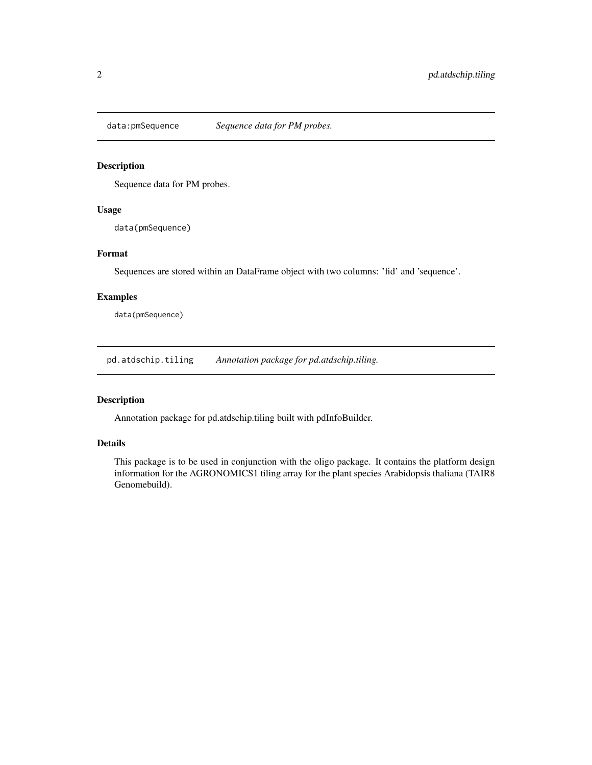## data:pmSequence *Sequence data for PM probes.*

### Description

Sequence data for PM probes.

### Usage

```
data(pmSequence)
```

### Format

Sequences are stored within an DataFrame object with two columns: 'fid' and 'sequence'.

### Examples

```
data(pmSequence)
```

## pd.atdschip.tiling *Annotation package for pd.atdschip.tiling.*

### Description

Annotation package for pd.atdschip.tiling built with pdInfoBuilder.

### Details

This package is to be used in conjunction with the oligo package. It contains the platform design information for the AGRONOMICS1 tiling array for the plant species Arabidopsis thaliana (TAIR8 Genomebuild).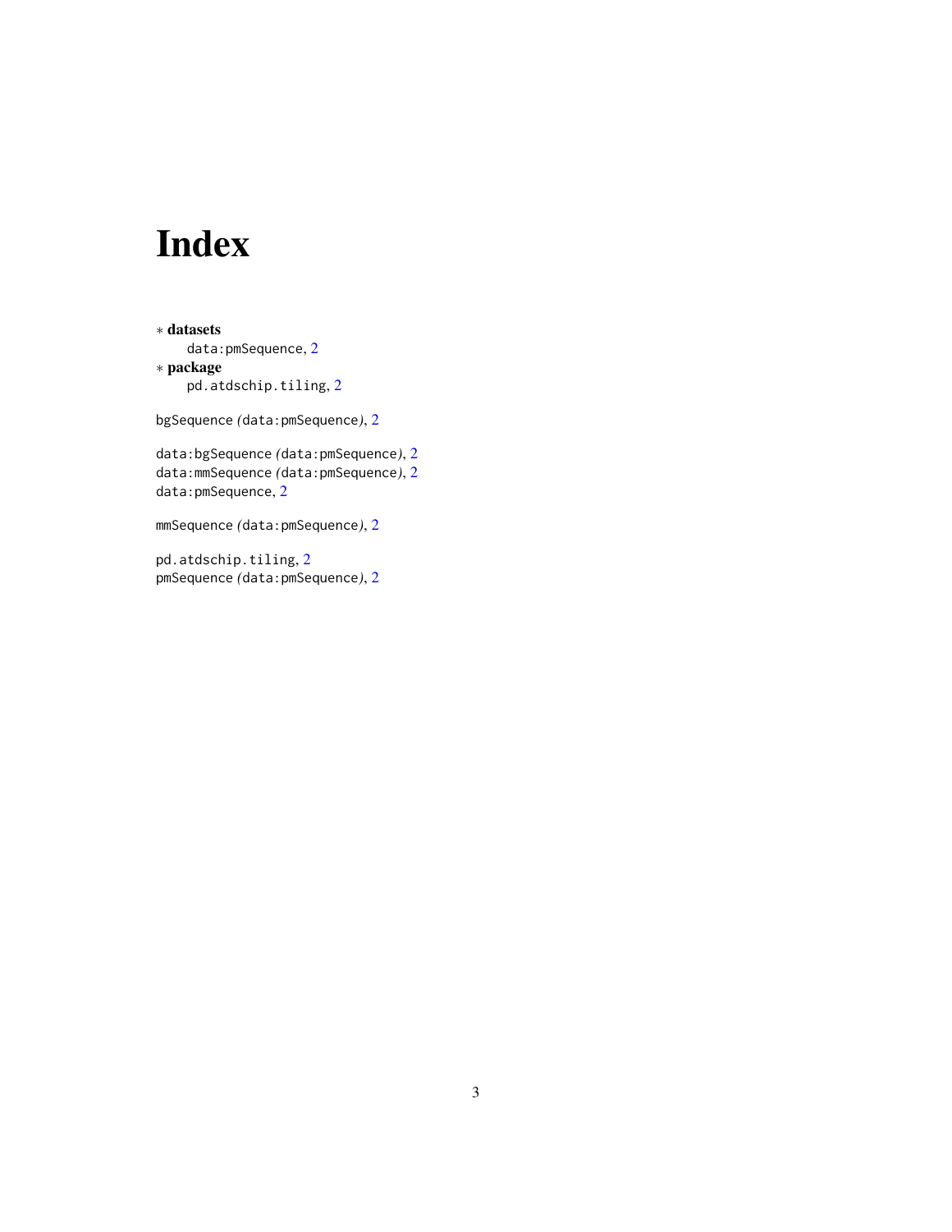# Index

∗ **datasets**
    data:pmSequence, 2
∗ **package**
    pd.atdschip.tiling, 2

bgSequence *(*data:pmSequence*)*, 2

data:bgSequence *(*data:pmSequence*)*, 2
data:mmSequence *(*data:pmSequence*)*, 2
data:pmSequence, 2

mmSequence *(*data:pmSequence*)*, 2

pd.atdschip.tiling, 2
pmSequence *(*data:pmSequence*)*, 2